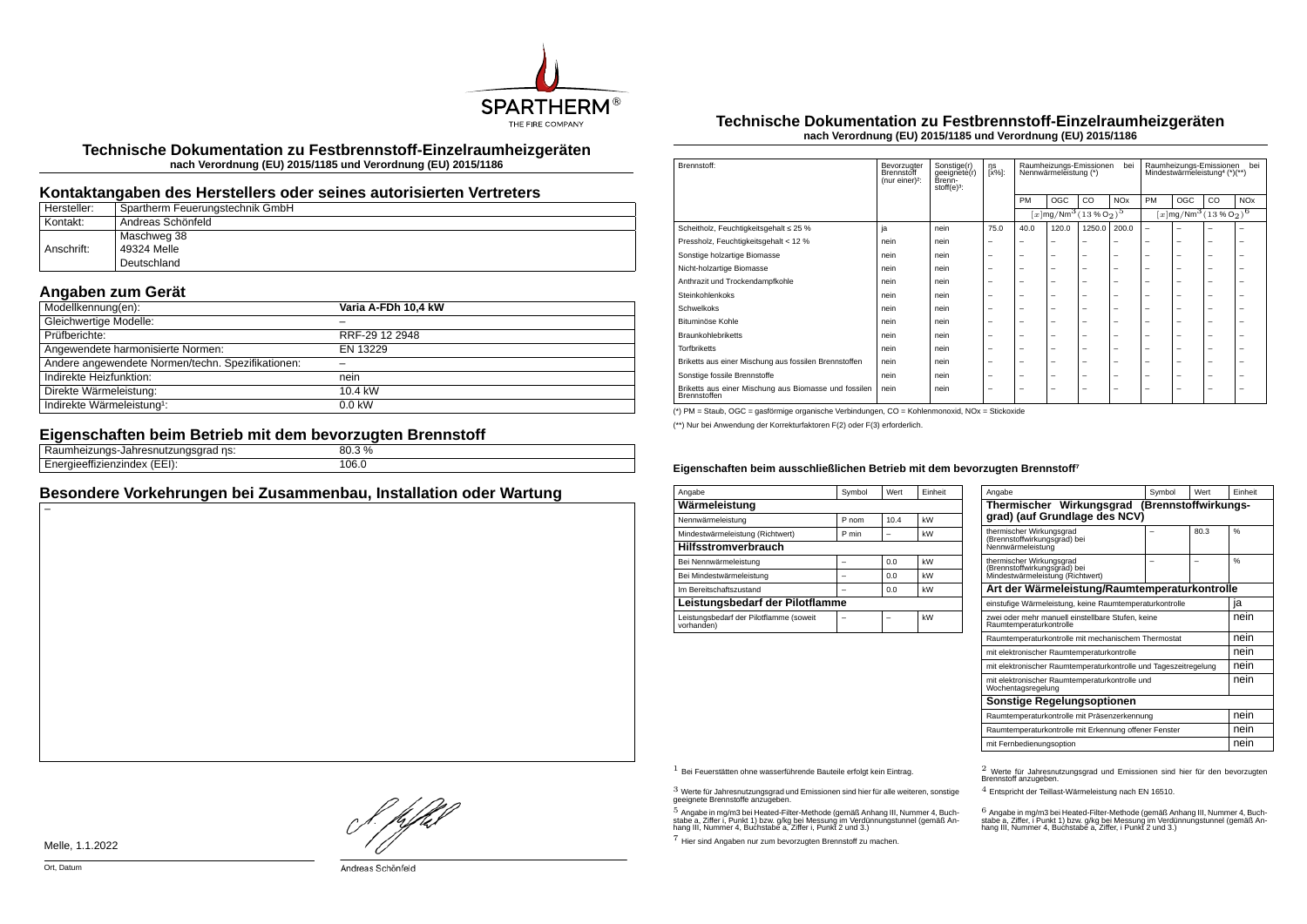SPARTHERM®
THE FIRE COMPANY

# Technische Dokumentation zu Festbrennstoff-Einzelraumheizgeräten

**nach Verordnung (EU) 2015/1185 und Verordnung (EU) 2015/1186**

## Kontaktangaben des Herstellers oder seines autorisierten Vertreters

| | |
|---|---|
| Hersteller: | Spartherm Feuerungstechnik GmbH |
| Kontakt: | Andreas Schönfeld |
| Anschrift: | Maschweg 38<br>49324 Melle<br>Deutschland |

## Angaben zum Gerät

| | |
|---|---|
| Modellkennung(en): | **Varia A-FDh 10,4 kW** |
| Gleichwertige Modelle: | – |
| Prüfberichte: | RRF-29 12 2948 |
| Angewendete harmonisierte Normen: | EN 13229 |
| Andere angewendete Normen/techn. Spezifikationen: | – |
| Indirekte Heizfunktion: | nein |
| Direkte Wärmeleistung: | 10.4 kW |
| Indirekte Wärmeleistung[1]: | 0.0 kW |

## Eigenschaften beim Betrieb mit dem bevorzugten Brennstoff

| | |
|---|---|
| Raumheizungs-Jahresnutzungsgrad ηs: | 80.3 % |
| Energieeffizienzindex (EEI): | 106.0 |

## Besondere Vorkehrungen bei Zusammenbau, Installation oder Wartung

–

Melle, 1.1.2022

Ort, Datum

Andreas Schönfeld

# Technische Dokumentation zu Festbrennstoff-Einzelraumheizgeräten

**nach Verordnung (EU) 2015/1185 und Verordnung (EU) 2015/1186**

| Brennstoff: | Bevorzugter Brennstoff (nur einer)[2]: | Sonstige(r) geeignete(r) Brenn-stoff(e)[3]: | ηs [x%]: | Raumheizungs-Emissionen bei Nennwärmeleistung (*) | | | | Raumheizungs-Emissionen bei Mindestwärmeleistung[4] (*)(**) | | | |
|---|---|---|---|---|---|---|---|---|---|---|---|
| | | | | PM | OGC | CO | NOx | PM | OGC | CO | NOx |
| | | | | $[x]\mathrm{mg/Nm^3}\,(13\,\%\,\mathrm{O_2})^5$ | | | | $[x]\mathrm{mg/Nm^3}\,(13\,\%\,\mathrm{O_2})^6$ | | | |
| Scheitholz, Feuchtigkeitsgehalt ≤ 25 % | ja | nein | 75.0 | 40.0 | 120.0 | 1250.0 | 200.0 | – | – | – | – |
| Pressholz, Feuchtigkeitsgehalt < 12 % | nein | nein | – | – | – | – | – | – | – | – | – |
| Sonstige holzartige Biomasse | nein | nein | – | – | – | – | – | – | – | – | – |
| Nicht-holzartige Biomasse | nein | nein | – | – | – | – | – | – | – | – | – |
| Anthrazit und Trockendampfkohle | nein | nein | – | – | – | – | – | – | – | – | – |
| Steinkohlenkoks | nein | nein | – | – | – | – | – | – | – | – | – |
| Schwelkoks | nein | nein | – | – | – | – | – | – | – | – | – |
| Bituminöse Kohle | nein | nein | – | – | – | – | – | – | – | – | – |
| Braunkohlebriketts | nein | nein | – | – | – | – | – | – | – | – | – |
| Torfbriketts | nein | nein | – | – | – | – | – | – | – | – | – |
| Briketts aus einer Mischung aus fossilen Brennstoffen | nein | nein | – | – | – | – | – | – | – | – | – |
| Sonstige fossile Brennstoffe | nein | nein | – | – | – | – | – | – | – | – | – |
| Briketts aus einer Mischung aus Biomasse und fossilen Brennstoffen | nein | nein | – | – | – | – | – | – | – | – | – |

(*) PM = Staub, OGC = gasförmige organische Verbindungen, CO = Kohlenmonoxid, NOx = Stickoxide

(**) Nur bei Anwendung der Korrekturfaktoren F(2) oder F(3) erforderlich.

### Eigenschaften beim ausschließlichen Betrieb mit dem bevorzugten Brennstoff[7]

| Angabe | Symbol | Wert | Einheit |
|---|---|---|---|
| **Wärmeleistung** | | | |
| Nennwärmeleistung | P nom | 10.4 | kW |
| Mindestwärmeleistung (Richtwert) | P min | – | kW |
| **Hilfsstromverbrauch** | | | |
| Bei Nennwärmeleistung | – | 0.0 | kW |
| Bei Mindestwärmeleistung | – | 0.0 | kW |
| Im Bereitschaftszustand | – | 0.0 | kW |
| **Leistungsbedarf der Pilotflamme** | | | |
| Leistungsbedarf der Pilotflamme (soweit vorhanden) | – | – | kW |

| Angabe | Symbol | Wert | Einheit |
|---|---|---|---|
| **Thermischer Wirkungsgrad (Brennstoffwirkungsgrad) (auf Grundlage des NCV)** | | | |
| thermischer Wirkungsgrad (Brennstoffwirkungsgrad) bei Nennwärmeleistung | – | 80.3 | % |
| thermischer Wirkungsgrad (Brennstoffwirkungsgrad) bei Mindestwärmeleistung (Richtwert) | – | – | % |
| **Art der Wärmeleistung/Raumtemperaturkontrolle** | | | |
| einstufige Wärmeleistung, keine Raumtemperaturkontrolle | | | ja |
| zwei oder mehr manuell einstellbare Stufen, keine Raumtemperaturkontrolle | | | nein |
| Raumtemperaturkontrolle mit mechanischem Thermostat | | | nein |
| mit elektronischer Raumtemperaturkontrolle | | | nein |
| mit elektronischer Raumtemperaturkontrolle und Tageszeitregelung | | | nein |
| mit elektronischer Raumtemperaturkontrolle und Wochentagsregelung | | | nein |
| **Sonstige Regelungsoptionen** | | | |
| Raumtemperaturkontrolle mit Präsenzerkennung | | | nein |
| Raumtemperaturkontrolle mit Erkennung offener Fenster | | | nein |
| mit Fernbedienungsoption | | | nein |

[1] Bei Feuerstätten ohne wasserführende Bauteile erfolgt kein Eintrag.

[2] Werte für Jahresnutzungsgrad und Emissionen sind hier für den bevorzugten Brennstoff anzugeben.

[3] Werte für Jahresnutzungsgrad und Emissionen sind hier für alle weiteren, sonstige geeignete Brennstoffe anzugeben.

[4] Entspricht der Teillast-Wärmeleistung nach EN 16510.

[5] Angabe in mg/m3 bei Heated-Filter-Methode (gemäß Anhang III, Nummer 4, Buchstabe a, Ziffer i, Punkt 1) bzw. g/kg bei Messung im Verdünnungstunnel (gemäß Anhang III, Nummer 4, Buchstabe a, Ziffer i, Punkt 2 und 3.)

[6] Angabe in mg/m3 bei Heated-Filter-Methode (gemäß Anhang III, Nummer 4, Buchstabe a, Ziffer i, Punkt 1) bzw. g/kg bei Messung im Verdünnungstunnel (gemäß Anhang III, Nummer 4, Buchstabe a, Ziffer i, Punkt 2 und 3.)

[7] Hier sind Angaben nur zum bevorzugten Brennstoff zu machen.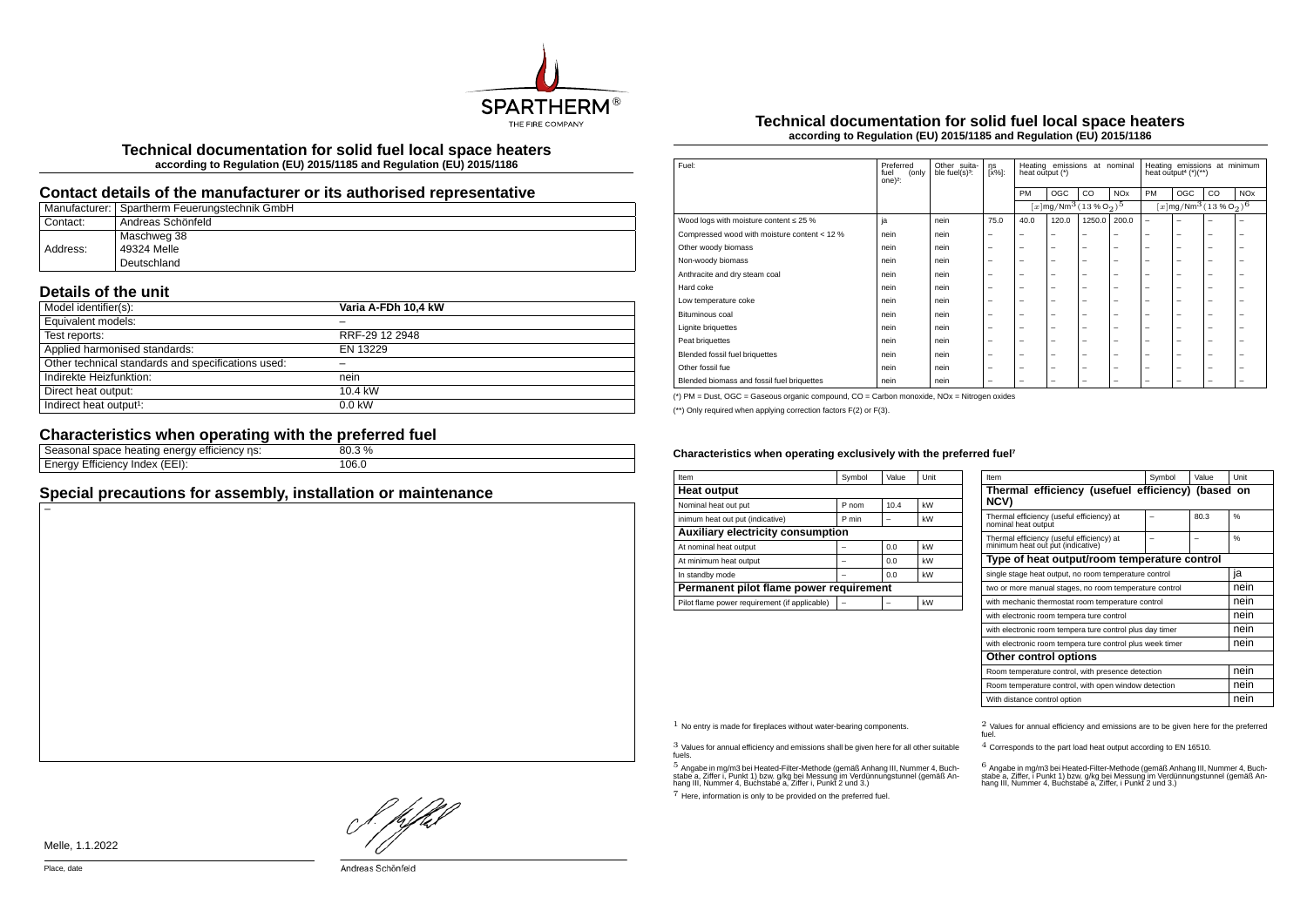# Technical documentation for solid fuel local space heaters

**according to Regulation (EU) 2015/1185 and Regulation (EU) 2015/1186**

## Contact details of the manufacturer or its authorised representative

| | |
|---|---|
| Manufacturer: | Spartherm Feuerungstechnik GmbH |
| Contact: | Andreas Schönfeld |
| Address: | Maschweg 38<br>49324 Melle<br>Deutschland |

## Details of the unit

| | |
|---|---|
| Model identifier(s): | **Varia A-FDh 10,4 kW** |
| Equivalent models: | – |
| Test reports: | RRF-29 12 2948 |
| Applied harmonised standards: | EN 13229 |
| Other technical standards and specifications used: | – |
| Indirekte Heizfunktion: | nein |
| Direct heat output: | 10.4 kW |
| Indirect heat output¹: | 0.0 kW |

## Characteristics when operating with the preferred fuel

| | |
|---|---|
| Seasonal space heating energy efficiency ηs: | 80.3 % |
| Energy Efficiency Index (EEI): | 106.0 |

## Special precautions for assembly, installation or maintenance

–

# Technical documentation for solid fuel local space heaters

**according to Regulation (EU) 2015/1185 and Regulation (EU) 2015/1186**

| Fuel: | Preferred fuel (only one)²: | Other suitable fuel(s)³: | ηs [x%]: | Heating emissions at nominal heat output (*) | | | | Heating emissions at minimum heat output⁴ (*)(**) | | | |
|---|---|---|---|---|---|---|---|---|---|---|---|
| | | | | PM | OGC | CO | NOx | PM | OGC | CO | NOx |
| | | | | $[x]\mathrm{mg/Nm^3}\,(13\,\%\,\mathrm{O_2})^5$ | | | | $[x]\mathrm{mg/Nm^3}\,(13\,\%\,\mathrm{O_2})^6$ | | | |
| Wood logs with moisture content ≤ 25 % | ja | nein | 75.0 | 40.0 | 120.0 | 1250.0 | 200.0 | – | – | – | – |
| Compressed wood with moisture content < 12 % | nein | nein | – | – | – | – | – | – | – | – | – |
| Other woody biomass | nein | nein | – | – | – | – | – | – | – | – | – |
| Non-woody biomass | nein | nein | – | – | – | – | – | – | – | – | – |
| Anthracite and dry steam coal | nein | nein | – | – | – | – | – | – | – | – | – |
| Hard coke | nein | nein | – | – | – | – | – | – | – | – | – |
| Low temperature coke | nein | nein | – | – | – | – | – | – | – | – | – |
| Bituminous coal | nein | nein | – | – | – | – | – | – | – | – | – |
| Lignite briquettes | nein | nein | – | – | – | – | – | – | – | – | – |
| Peat briquettes | nein | nein | – | – | – | – | – | – | – | – | – |
| Blended fossil fuel briquettes | nein | nein | – | – | – | – | – | – | – | – | – |
| Other fossil fue | nein | nein | – | – | – | – | – | – | – | – | – |
| Blended biomass and fossil fuel briquettes | nein | nein | – | – | – | – | – | – | – | – | – |

(*) PM = Dust, OGC = Gaseous organic compound, CO = Carbon monoxide, NOx = Nitrogen oxides

(**) Only required when applying correction factors F(2) or F(3).

#### Characteristics when operating exclusively with the preferred fuel⁷

| Item | Symbol | Value | Unit |
|---|---|---|---|
| **Heat output** | | | |
| Nominal heat out put | P nom | 10.4 | kW |
| inimum heat out put (indicative) | P min | – | kW |
| **Auxiliary electricity consumption** | | | |
| At nominal heat output | – | 0.0 | kW |
| At minimum heat output | – | 0.0 | kW |
| In standby mode | – | 0.0 | kW |
| **Permanent pilot flame power requirement** | | | |
| Pilot flame power requirement (if applicable) | – | – | kW |

| Item | Symbol | Value | Unit |
|---|---|---|---|
| **Thermal efficiency (usefuel efficiency) (based on NCV)** | | | |
| Thermal efficiency (useful efficiency) at nominal heat output | – | 80.3 | % |
| Thermal efficiency (useful efficiency) at minimum heat out put (indicative) | – | – | % |
| **Type of heat output/room temperature control** | | | |
| single stage heat output, no room temperature control | | | ja |
| two or more manual stages, no room temperature control | | | nein |
| with mechanic thermostat room temperature control | | | nein |
| with electronic room tempera ture control | | | nein |
| with electronic room tempera ture control plus day timer | | | nein |
| with electronic room tempera ture control plus week timer | | | nein |
| **Other control options** | | | |
| Room temperature control, with presence detection | | | nein |
| Room temperature control, with open window detection | | | nein |
| With distance control option | | | nein |

[1] No entry is made for fireplaces without water-bearing components.

[2] Values for annual efficiency and emissions are to be given here for the preferred fuel.

[3] Values for annual efficiency and emissions shall be given here for all other suitable fuels.

[4] Corresponds to the part load heat output according to EN 16510.

[5] Angabe in mg/m3 bei Heated-Filter-Methode (gemäß Anhang III, Nummer 4, Buchstabe a, Ziffer i, Punkt 1) bzw. g/kg bei Messung im Verdünnungstunnel (gemäß Anhang III, Nummer 4, Buchstabe a, Ziffer i, Punkt 2 und 3.)

[6] Angabe in mg/m3 bei Heated-Filter-Methode (gemäß Anhang III, Nummer 4, Buchstabe a, Ziffer, i Punkt 1) bzw. g/kg bei Messung im Verdünnungstunnel (gemäß Anhang III, Nummer 4, Buchstabe a, Ziffer, i Punkt 2 und 3.)

[7] Here, information is only to be provided on the preferred fuel.

Melle, 1.1.2022

Place, date

Andreas Schönfeld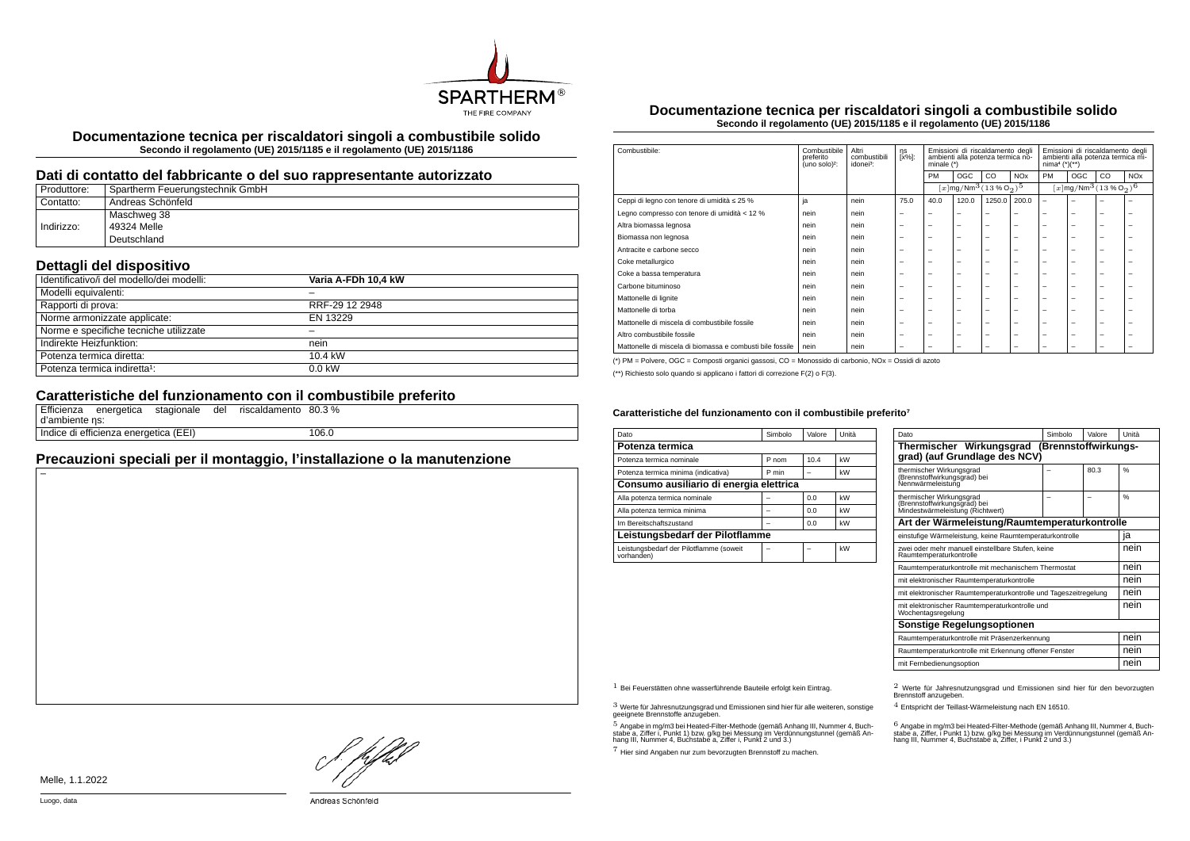# Documentazione tecnica per riscaldatori singoli a combustibile solido

**Secondo il regolamento (UE) 2015/1185 e il regolamento (UE) 2015/1186**

## Dati di contatto del fabbricante o del suo rappresentante autorizzato

| | |
|---|---|
| Produttore: | Spartherm Feuerungstechnik GmbH |
| Contatto: | Andreas Schönfeld |
| Indirizzo: | Maschweg 38<br>49324 Melle<br>Deutschland |

## Dettagli del dispositivo

| | |
|---|---|
| Identificativo/i del modello/dei modelli: | **Varia A-FDh 10,4 kW** |
| Modelli equivalenti: | – |
| Rapporti di prova: | RRF-29 12 2948 |
| Norme armonizzate applicate: | EN 13229 |
| Norme e specifiche tecniche utilizzate | – |
| Indirekte Heizfunktion: | nein |
| Potenza termica diretta: | 10.4 kW |
| Potenza termica indiretta¹: | 0.0 kW |

## Caratteristiche del funzionamento con il combustibile preferito

| | |
|---|---|
| Efficienza energetica stagionale del riscaldamento d'ambiente ηs: | 80.3 % |
| Indice di efficienza energetica (EEI) | 106.0 |

## Precauzioni speciali per il montaggio, l'installazione o la manutenzione

–

Melle, 1.1.2022

Luogo, data

Andreas Schönfeld

# Documentazione tecnica per riscaldatori singoli a combustibile solido

**Secondo il regolamento (UE) 2015/1185 e il regolamento (UE) 2015/1186**

| Combustibile: | Combustibile preferito (uno solo)²: | Altri combustibili idonei³: | ηs [x%]: | Emissioni di riscaldamento degli ambienti alla potenza termica nominale (*) | | | | Emissioni di riscaldamento degli ambienti alla potenza termica minima⁴ (*)(**) | | | |
|---|---|---|---|---|---|---|---|---|---|---|---|
| | | | | PM | OGC | CO | NOx | PM | OGC | CO | NOx |
| | | | | $[x]$mg/Nm³ (13 % $O_2$)⁵ | | | | $[x]$mg/Nm³ (13 % $O_2$)⁶ | | | |
| Ceppi di legno con tenore di umidità ≤ 25 % | ja | nein | 75.0 | 40.0 | 120.0 | 1250.0 | 200.0 | – | – | – | – |
| Legno compresso con tenore di umidità < 12 % | nein | nein | – | – | – | – | – | – | – | – | – |
| Altra biomassa legnosa | nein | nein | – | – | – | – | – | – | – | – | – |
| Biomassa non legnosa | nein | nein | – | – | – | – | – | – | – | – | – |
| Antracite e carbone secco | nein | nein | – | – | – | – | – | – | – | – | – |
| Coke metallurgico | nein | nein | – | – | – | – | – | – | – | – | – |
| Coke a bassa temperatura | nein | nein | – | – | – | – | – | – | – | – | – |
| Carbone bituminoso | nein | nein | – | – | – | – | – | – | – | – | – |
| Mattonelle di lignite | nein | nein | – | – | – | – | – | – | – | – | – |
| Mattonelle di torba | nein | nein | – | – | – | – | – | – | – | – | – |
| Mattonelle di miscela di combustibile fossile | nein | nein | – | – | – | – | – | – | – | – | – |
| Altro combustibile fossile | nein | nein | – | – | – | – | – | – | – | – | – |
| Mattonelle di miscela di biomassa e combusti bile fossile | nein | nein | – | – | – | – | – | – | – | – | – |

(*) PM = Polvere, OGC = Composti organici gassosi, CO = Monossido di carbonio, NOx = Ossidi di azoto

(**) Richiesto solo quando si applicano i fattori di correzione F(2) o F(3).

#### Caratteristiche del funzionamento con il combustibile preferito⁷

| Dato | Simbolo | Valore | Unità |
|---|---|---|---|
| **Potenza termica** | | | |
| Potenza termica nominale | P nom | 10.4 | kW |
| Potenza termica minima (indicativa) | P min | – | kW |
| **Consumo ausiliario di energia elettrica** | | | |
| Alla potenza termica nominale | – | 0.0 | kW |
| Alla potenza termica minima | – | 0.0 | kW |
| Im Bereitschaftszustand | – | 0.0 | kW |
| **Leistungsbedarf der Pilotflamme** | | | |
| Leistungsbedarf der Pilotflamme (soweit vorhanden) | – | – | kW |

| Dato | Simbolo | Valore | Unità |
|---|---|---|---|
| **Thermischer Wirkungsgrad (Brennstoffwirkungsgrad) (auf Grundlage des NCV)** | | | |
| thermischer Wirkungsgrad (Brennstoffwirkungsgrad) bei Nennwärmeleistung | – | 80.3 | % |
| thermischer Wirkungsgrad (Brennstoffwirkungsgrad) bei Mindestwärmeleistung (Richtwert) | – | – | % |
| **Art der Wärmeleistung/Raumtemperaturkontrolle** | | | |
| einstufige Wärmeleistung, keine Raumtemperaturkontrolle | | | ja |
| zwei oder mehr manuell einstellbare Stufen, keine Raumtemperaturkontrolle | | | nein |
| Raumtemperaturkontrolle mit mechanischem Thermostat | | | nein |
| mit elektronischer Raumtemperaturkontrolle | | | nein |
| mit elektronischer Raumtemperaturkontrolle und Tageszeitregelung | | | nein |
| mit elektronischer Raumtemperaturkontrolle und Wochentagsregelung | | | nein |
| **Sonstige Regelungsoptionen** | | | |
| Raumtemperaturkontrolle mit Präsenzerkennung | | | nein |
| Raumtemperaturkontrolle mit Erkennung offener Fenster | | | nein |
| mit Fernbedienungsoption | | | nein |

[1] Bei Feuerstätten ohne wasserführende Bauteile erfolgt kein Eintrag.

[2] Werte für Jahresnutzungsgrad und Emissionen sind hier für den bevorzugten Brennstoff anzugeben.

[3] Werte für Jahresnutzungsgrad und Emissionen sind hier für alle weiteren, sonstige geeignete Brennstoffe anzugeben.

[4] Entspricht der Teillast-Wärmeleistung nach EN 16510.

[5] Angabe in mg/m3 bei Heated-Filter-Methode (gemäß Anhang III, Nummer 4, Buchstabe a, Ziffer i, Punkt 1) bzw. g/kg bei Messung im Verdünnungstunnel (gemäß Anhang III, Nummer 4, Buchstabe a, Ziffer i, Punkt 2 und 3.)

[6] Angabe in mg/m3 bei Heated-Filter-Methode (gemäß Anhang III, Nummer 4, Buchstabe a, Ziffer, i Punkt 1) bzw. g/kg bei Messung im Verdünnungstunnel (gemäß Anhang III, Nummer 4, Buchstabe a, Ziffer, i Punkt 2 und 3.)

[7] Hier sind Angaben nur zum bevorzugten Brennstoff zu machen.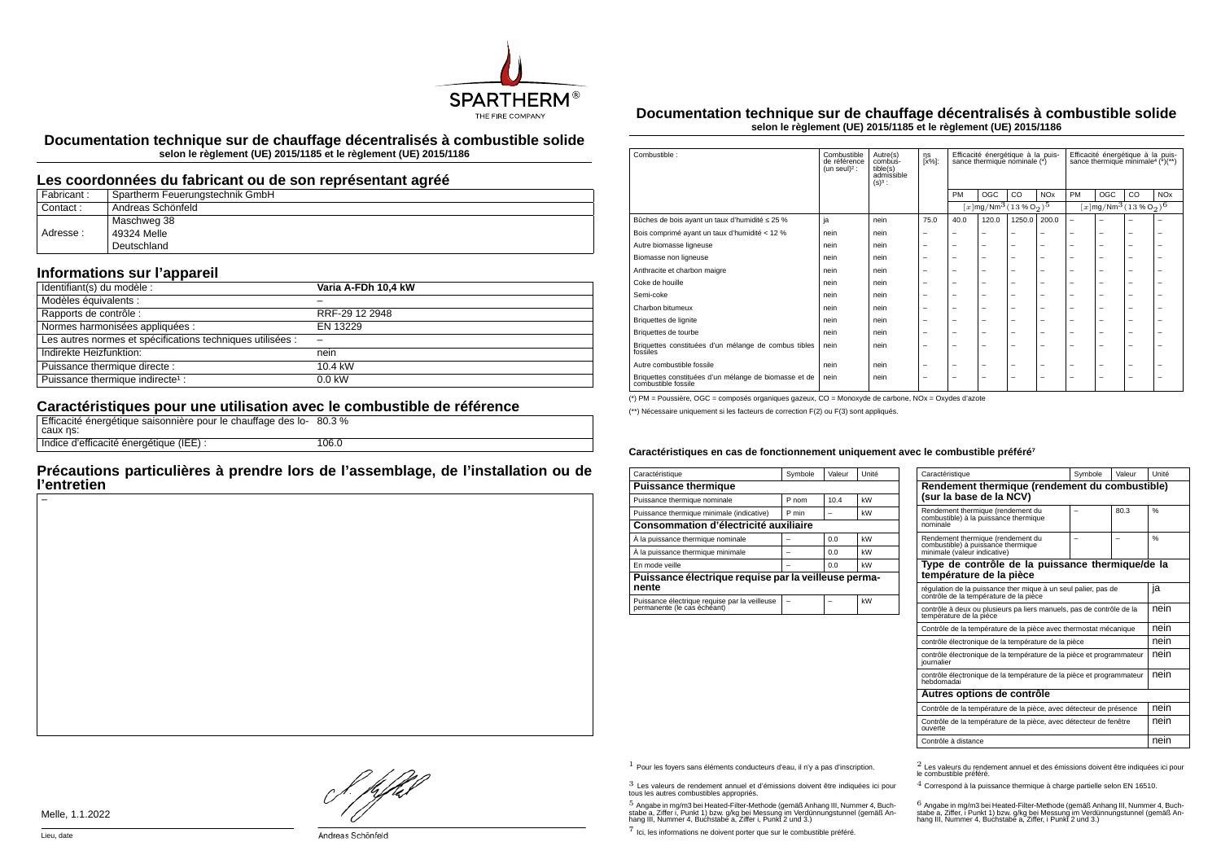# Documentation technique sur de chauffage décentralisés à combustible solide

**selon le règlement (UE) 2015/1185 et le règlement (UE) 2015/1186**

## Les coordonnées du fabricant ou de son représentant agréé

| | |
|---|---|
| Fabricant : | Spartherm Feuerungstechnik GmbH |
| Contact : | Andreas Schönfeld |
| Adresse : | Maschweg 38<br>49324 Melle<br>Deutschland |

## Informations sur l'appareil

| | |
|---|---|
| Identifiant(s) du modèle : | **Varia A-FDh 10,4 kW** |
| Modèles équivalents : | – |
| Rapports de contrôle : | RRF-29 12 2948 |
| Normes harmonisées appliquées : | EN 13229 |
| Les autres normes et spécifications techniques utilisées : | – |
| Indirekte Heizfunktion: | nein |
| Puissance thermique directe : | 10.4 kW |
| Puissance thermique indirecte[1] : | 0.0 kW |

## Caractéristiques pour une utilisation avec le combustible de référence

| | |
|---|---|
| Efficacité énergétique saisonnière pour le chauffage des locaux ηs: | 80.3 % |
| Indice d'efficacité énergétique (IEE) : | 106.0 |

## Précautions particulières à prendre lors de l'assemblage, de l'installation ou de l'entretien

–

Melle, 1.1.2022

Lieu, date

Andreas Schönfeld

# Documentation technique sur de chauffage décentralisés à combustible solide

**selon le règlement (UE) 2015/1185 et le règlement (UE) 2015/1186**

| Combustible : | Combustible de référence (un seul)[2] : | Autre(s) combustible(s) admissible (s)[3] : | ηs [x%]: | Efficacité énergétique à la puissance thermique nominale (*) | | | | Efficacité énergétique à la puissance thermique minimale[4] (*)(**) | | | |
|---|---|---|---|---|---|---|---|---|---|---|---|
| | | | | PM | OGC | CO | NOx | PM | OGC | CO | NOx |
| | | | | $[x]$mg/Nm³ (13 % $O_2$)[5] | | | | $[x]$mg/Nm³ (13 % $O_2$)[6] | | | |
| Bûches de bois ayant un taux d'humidité ≤ 25 % | ja | nein | 75.0 | 40.0 | 120.0 | 1250.0 | 200.0 | – | – | – | – |
| Bois comprimé ayant un taux d'humidité < 12 % | nein | nein | – | – | – | – | – | – | – | – | – |
| Autre biomasse ligneuse | nein | nein | – | – | – | – | – | – | – | – | – |
| Biomasse non ligneuse | nein | nein | – | – | – | – | – | – | – | – | – |
| Anthracite et charbon maigre | nein | nein | – | – | – | – | – | – | – | – | – |
| Coke de houille | nein | nein | – | – | – | – | – | – | – | – | – |
| Semi-coke | nein | nein | – | – | – | – | – | – | – | – | – |
| Charbon bitumeux | nein | nein | – | – | – | – | – | – | – | – | – |
| Briquettes de lignite | nein | nein | – | – | – | – | – | – | – | – | – |
| Briquettes de tourbe | nein | nein | – | – | – | – | – | – | – | – | – |
| Briquettes constituées d'un mélange de combus tibles fossiles | nein | nein | – | – | – | – | – | – | – | – | – |
| Autre combustible fossile | nein | nein | – | – | – | – | – | – | – | – | – |
| Briquettes constituées d'un mélange de biomasse et de combustible fossile | nein | nein | – | – | – | – | – | – | – | – | – |

(*) PM = Poussière, OGC = composés organiques gazeux, CO = Monoxyde de carbone, NOx = Oxydes d'azote

(**) Nécessaire uniquement si les facteurs de correction F(2) ou F(3) sont appliqués.

**Caractéristiques en cas de fonctionnement uniquement avec le combustible préféré[7]**

| Caractéristique | Symbole | Valeur | Unité |
|---|---|---|---|
| **Puissance thermique** | | | |
| Puissance thermique nominale | P nom | 10.4 | kW |
| Puissance thermique minimale (indicative) | P min | – | kW |
| **Consommation d'électricité auxiliaire** | | | |
| À la puissance thermique nominale | – | 0.0 | kW |
| À la puissance thermique minimale | – | 0.0 | kW |
| En mode veille | – | 0.0 | kW |
| **Puissance électrique requise par la veilleuse permanente** | | | |
| Puissance électrique requise par la veilleuse permanente (le cas échéant) | – | – | kW |

| Caractéristique | Symbole | Valeur | Unité |
|---|---|---|---|
| **Rendement thermique (rendement du combustible) (sur la base de la NCV)** | | | |
| Rendement thermique (rendement du combustible) à la puissance thermique nominale | – | 80.3 | % |
| Rendement thermique (rendement du combustible) à puissance thermique minimale (valeur indicative) | – | – | % |
| **Type de contrôle de la puissance thermique/de la température de la pièce** | | | |
| régulation de la puissance ther mique à un seul palier, pas de contrôle de la température de la pièce | | | ja |
| contrôle à deux ou plusieurs pa liers manuels, pas de contrôle de la température de la pièce | | | nein |
| Contrôle de la température de la pièce avec thermostat mécanique | | | nein |
| contrôle électronique de la température de la pièce | | | nein |
| contrôle électronique de la température de la pièce et programmateur journalier | | | nein |
| contrôle électronique de la température de la pièce et programmateur hebdomadai | | | nein |
| **Autres options de contrôle** | | | |
| Contrôle de la température de la pièce, avec détecteur de présence | | | nein |
| Contrôle de la température de la pièce, avec détecteur de fenêtre ouverte | | | nein |
| Contrôle à distance | | | nein |

[1] Pour les foyers sans éléments conducteurs d'eau, il n'y a pas d'inscription.

[2] Les valeurs du rendement annuel et des émissions doivent être indiquées ici pour le combustible préféré.

[3] Les valeurs de rendement annuel et d'émissions doivent être indiquées ici pour tous les autres combustibles appropriés.

[4] Correspond à la puissance thermique à charge partielle selon EN 16510.

[5] Angabe in mg/m3 bei Heated-Filter-Methode (gemäß Anhang III, Nummer 4, Buchstabe a, Ziffer i, Punkt 1) bzw. g/kg bei Messung im Verdünnungstunnel (gemäß Anhang III, Nummer 4, Buchstabe a, Ziffer i, Punkt 2 und 3.)

[6] Angabe in mg/m3 bei Heated-Filter-Methode (gemäß Anhang III, Nummer 4, Buchstabe a, Ziffer i, Punkt 1) bzw. g/kg bei Messung im Verdünnungstunnel (gemäß Anhang III, Nummer 4, Buchstabe a, Ziffer i, Punkt 2 und 3.)

[7] Ici, les informations ne doivent porter que sur le combustible préféré.